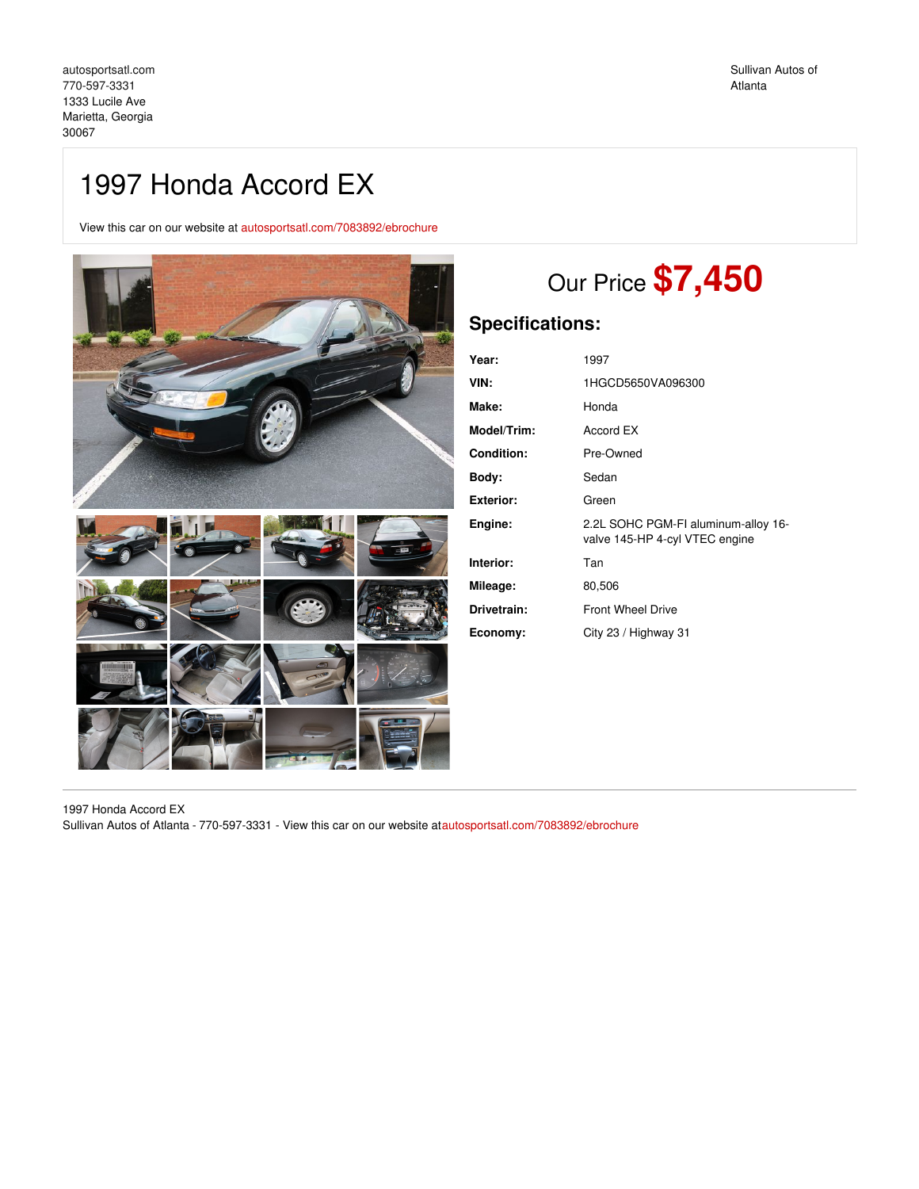autosportsatl.com
770-597-3331
1333 Lucile Ave
Marietta, Georgia
30067

Sullivan Autos of Atlanta

# 1997 Honda Accord EX

View this car on our website at autosportsatl.com/7083892/ebrochure

## Our Price **$7,450**

## Specifications:

| | |
|---|---|
| **Year:** | 1997 |
| **VIN:** | 1HGCD5650VA096300 |
| **Make:** | Honda |
| **Model/Trim:** | Accord EX |
| **Condition:** | Pre-Owned |
| **Body:** | Sedan |
| **Exterior:** | Green |
| **Engine:** | 2.2L SOHC PGM-FI aluminum-alloy 16-valve 145-HP 4-cyl VTEC engine |
| **Interior:** | Tan |
| **Mileage:** | 80,506 |
| **Drivetrain:** | Front Wheel Drive |
| **Economy:** | City 23 / Highway 31 |

1997 Honda Accord EX
Sullivan Autos of Atlanta - 770-597-3331 - View this car on our website atautosportsatl.com/7083892/ebrochure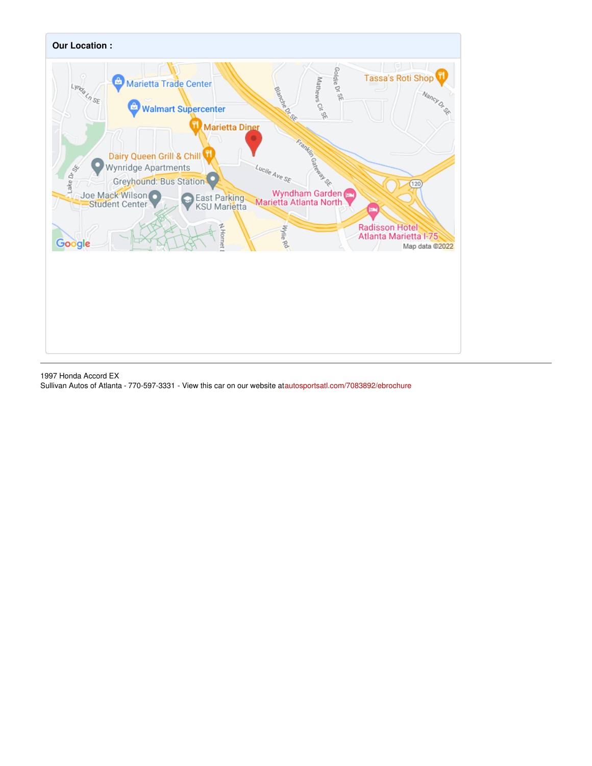**Our Location :**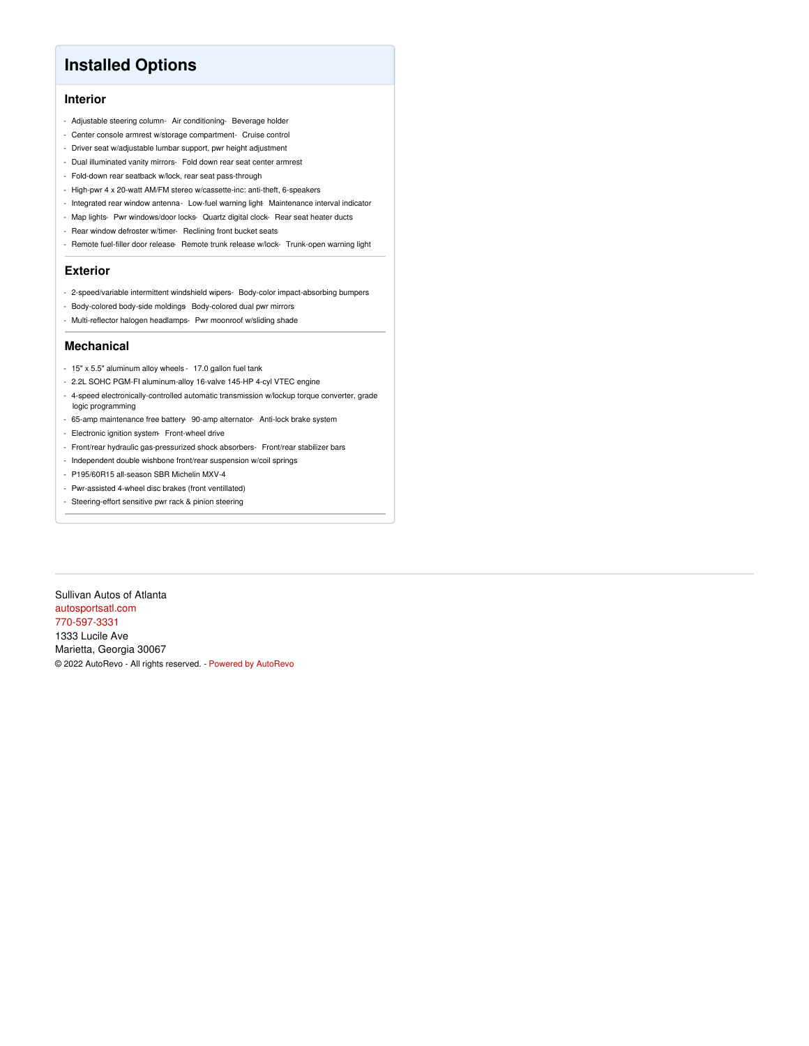# Installed Options

## Interior

- Adjustable steering column- Air conditioning- Beverage holder
- Center console armrest w/storage compartment- Cruise control
- Driver seat w/adjustable lumbar support, pwr height adjustment
- Dual illuminated vanity mirrors- Fold down rear seat center armrest
- Fold-down rear seatback w/lock, rear seat pass-through
- High-pwr 4 x 20-watt AM/FM stereo w/cassette-inc: anti-theft, 6-speakers
- Integrated rear window antenna- Low-fuel warning light- Maintenance interval indicator
- Map lights- Pwr windows/door locks- Quartz digital clock- Rear seat heater ducts
- Rear window defroster w/timer- Reclining front bucket seats
- Remote fuel-filler door release- Remote trunk release w/lock- Trunk-open warning light

## Exterior

- 2-speed/variable intermittent windshield wipers- Body-color impact-absorbing bumpers
- Body-colored body-side moldings- Body-colored dual pwr mirrors
- Multi-reflector halogen headlamps- Pwr moonroof w/sliding shade

## Mechanical

- 15" x 5.5" aluminum alloy wheels - 17.0 gallon fuel tank
- 2.2L SOHC PGM-FI aluminum-alloy 16-valve 145-HP 4-cyl VTEC engine
- 4-speed electronically-controlled automatic transmission w/lockup torque converter, grade logic programming
- 65-amp maintenance free battery- 90-amp alternator- Anti-lock brake system
- Electronic ignition system- Front-wheel drive
- Front/rear hydraulic gas-pressurized shock absorbers- Front/rear stabilizer bars
- Independent double wishbone front/rear suspension w/coil springs
- P195/60R15 all-season SBR Michelin MXV-4
- Pwr-assisted 4-wheel disc brakes (front ventillated)
- Steering-effort sensitive pwr rack & pinion steering

Sullivan Autos of Atlanta
autosportsatl.com
770-597-3331
1333 Lucile Ave
Marietta, Georgia 30067
© 2022 AutoRevo - All rights reserved. - Powered by AutoRevo